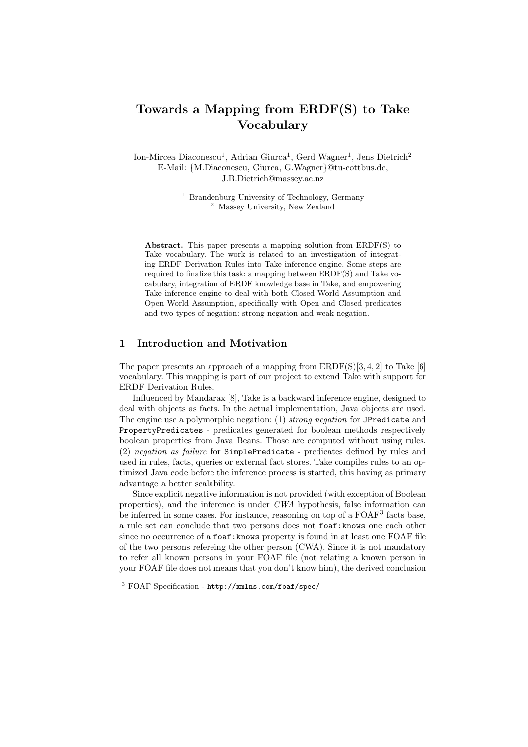# Towards a Mapping from ERDF(S) to Take Vocabulary

Ion-Mircea Diaconescu[1], Adrian Giurca[1], Gerd Wagner[1], Jens Dietrich[2]
E-Mail: {M.Diaconescu, Giurca, G.Wagner}@tu-cottbus.de, J.B.Dietrich@massey.ac.nz

[1] Brandenburg University of Technology, Germany
[2] Massey University, New Zealand

**Abstract.** This paper presents a mapping solution from ERDF(S) to Take vocabulary. The work is related to an investigation of integrating ERDF Derivation Rules into Take inference engine. Some steps are required to finalize this task: a mapping between ERDF(S) and Take vocabulary, integration of ERDF knowledge base in Take, and empowering Take inference engine to deal with both Closed World Assumption and Open World Assumption, specifically with Open and Closed predicates and two types of negation: strong negation and weak negation.

## 1 Introduction and Motivation

The paper presents an approach of a mapping from ERDF(S)[3, 4, 2] to Take [6] vocabulary. This mapping is part of our project to extend Take with support for ERDF Derivation Rules.

Influenced by Mandarax [8], Take is a backward inference engine, designed to deal with objects as facts. In the actual implementation, Java objects are used. The engine use a polymorphic negation: (1) *strong negation* for `JPredicate` and `PropertyPredicates` - predicates generated for boolean methods respectively boolean properties from Java Beans. Those are computed without using rules. (2) *negation as failure* for `SimplePredicate` - predicates defined by rules and used in rules, facts, queries or external fact stores. Take compiles rules to an optimized Java code before the inference process is started, this having as primary advantage a better scalability.

Since explicit negative information is not provided (with exception of Boolean properties), and the inference is under *CWA* hypothesis, false information can be inferred in some cases. For instance, reasoning on top of a FOAF[3] facts base, a rule set can conclude that two persons does not `foaf:knows` one each other since no occurrence of a `foaf:knows` property is found in at least one FOAF file of the two persons refereing the other person (CWA). Since it is not mandatory to refer all known persons in your FOAF file (not relating a known person in your FOAF file does not means that you don't know him), the derived conclusion

[3] FOAF Specification - `http://xmlns.com/foaf/spec/`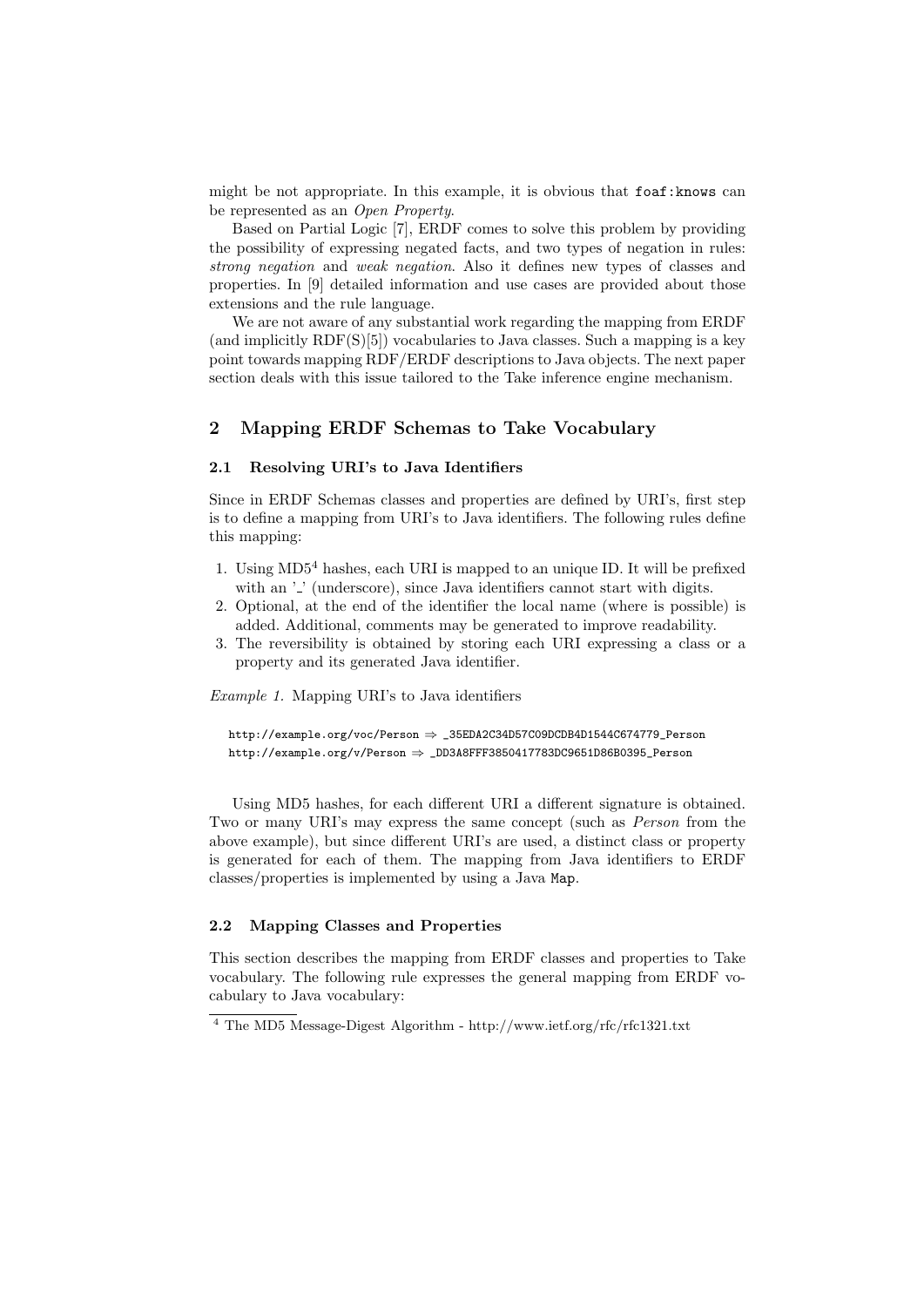might be not appropriate. In this example, it is obvious that `foaf:knows` can be represented as an *Open Property*.

Based on Partial Logic [7], ERDF comes to solve this problem by providing the possibility of expressing negated facts, and two types of negation in rules: *strong negation* and *weak negation*. Also it defines new types of classes and properties. In [9] detailed information and use cases are provided about those extensions and the rule language.

We are not aware of any substantial work regarding the mapping from ERDF (and implicitly RDF(S)[5]) vocabularies to Java classes. Such a mapping is a key point towards mapping RDF/ERDF descriptions to Java objects. The next paper section deals with this issue tailored to the Take inference engine mechanism.

## 2 Mapping ERDF Schemas to Take Vocabulary

### 2.1 Resolving URI's to Java Identifiers

Since in ERDF Schemas classes and properties are defined by URI's, first step is to define a mapping from URI's to Java identifiers. The following rules define this mapping:

1. Using MD5[4] hashes, each URI is mapped to an unique ID. It will be prefixed with an '_' (underscore), since Java identifiers cannot start with digits.
2. Optional, at the end of the identifier the local name (where is possible) is added. Additional, comments may be generated to improve readability.
3. The reversibility is obtained by storing each URI expressing a class or a property and its generated Java identifier.

*Example 1.* Mapping URI's to Java identifiers

```
http://example.org/voc/Person ⇒ _35EDA2C34D57C09DCDB4D1544C674779_Person
http://example.org/v/Person ⇒ _DD3A8FFF3850417783DC9651D86B0395_Person
```

Using MD5 hashes, for each different URI a different signature is obtained. Two or many URI's may express the same concept (such as *Person* from the above example), but since different URI's are used, a distinct class or property is generated for each of them. The mapping from Java identifiers to ERDF classes/properties is implemented by using a Java `Map`.

### 2.2 Mapping Classes and Properties

This section describes the mapping from ERDF classes and properties to Take vocabulary. The following rule expresses the general mapping from ERDF vocabulary to Java vocabulary:

[4] The MD5 Message-Digest Algorithm - http://www.ietf.org/rfc/rfc1321.txt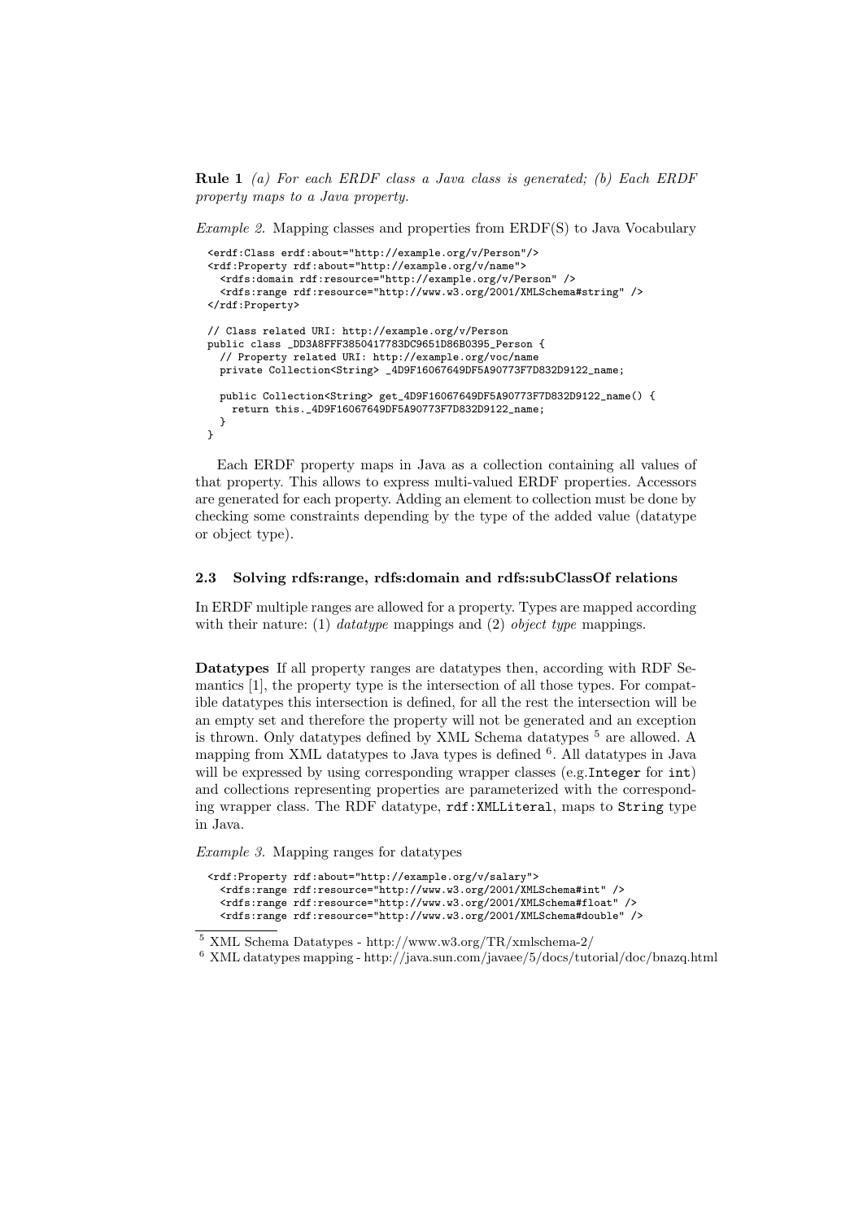**Rule 1** *(a) For each ERDF class a Java class is generated; (b) Each ERDF property maps to a Java property.*

*Example 2.* Mapping classes and properties from ERDF(S) to Java Vocabulary

```
<erdf:Class erdf:about="http://example.org/v/Person"/>
<rdf:Property rdf:about="http://example.org/v/name">
  <rdfs:domain rdf:resource="http://example.org/v/Person" />
  <rdfs:range rdf:resource="http://www.w3.org/2001/XMLSchema#string" />
</rdf:Property>

// Class related URI: http://example.org/v/Person
public class _DD3A8FFF3850417783DC9651D86B0395_Person {
  // Property related URI: http://example.org/voc/name
  private Collection<String> _4D9F16067649DF5A90773F7D832D9122_name;

  public Collection<String> get_4D9F16067649DF5A90773F7D832D9122_name() {
    return this._4D9F16067649DF5A90773F7D832D9122_name;
  }
}
```

Each ERDF property maps in Java as a collection containing all values of that property. This allows to express multi-valued ERDF properties. Accessors are generated for each property. Adding an element to collection must be done by checking some constraints depending by the type of the added value (datatype or object type).

### 2.3 Solving rdfs:range, rdfs:domain and rdfs:subClassOf relations

In ERDF multiple ranges are allowed for a property. Types are mapped according with their nature: (1) *datatype* mappings and (2) *object type* mappings.

**Datatypes** If all property ranges are datatypes then, according with RDF Semantics [1], the property type is the intersection of all those types. For compatible datatypes this intersection is defined, for all the rest the intersection will be an empty set and therefore the property will not be generated and an exception is thrown. Only datatypes defined by XML Schema datatypes [5] are allowed. A mapping from XML datatypes to Java types is defined [6]. All datatypes in Java will be expressed by using corresponding wrapper classes (e.g.`Integer` for `int`) and collections representing properties are parameterized with the corresponding wrapper class. The RDF datatype, `rdf:XMLLiteral`, maps to `String` type in Java.

*Example 3.* Mapping ranges for datatypes

```
<rdf:Property rdf:about="http://example.org/v/salary">
  <rdfs:range rdf:resource="http://www.w3.org/2001/XMLSchema#int" />
  <rdfs:range rdf:resource="http://www.w3.org/2001/XMLSchema#float" />
  <rdfs:range rdf:resource="http://www.w3.org/2001/XMLSchema#double" />
```

[5] XML Schema Datatypes - http://www.w3.org/TR/xmlschema-2/

[6] XML datatypes mapping - http://java.sun.com/javaee/5/docs/tutorial/doc/bnazq.html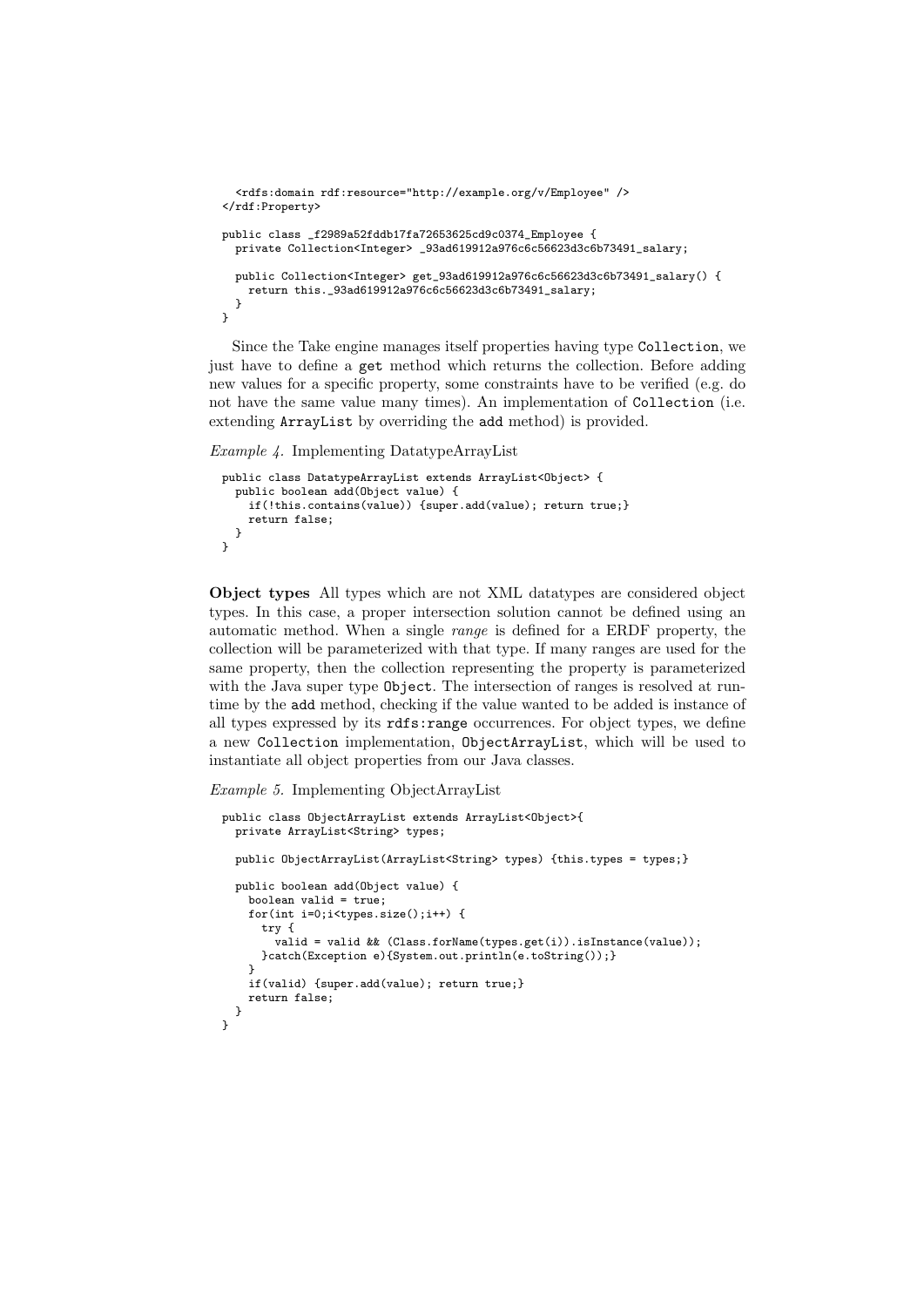```
  <rdfs:domain rdf:resource="http://example.org/v/Employee" />
</rdf:Property>

public class _f2989a52fddb17fa72653625cd9c0374_Employee {
  private Collection<Integer> _93ad619912a976c6c56623d3c6b73491_salary;

  public Collection<Integer> get_93ad619912a976c6c56623d3c6b73491_salary() {
    return this._93ad619912a976c6c56623d3c6b73491_salary;
  }
}
```

Since the Take engine manages itself properties having type `Collection`, we just have to define a `get` method which returns the collection. Before adding new values for a specific property, some constraints have to be verified (e.g. do not have the same value many times). An implementation of `Collection` (i.e. extending `ArrayList` by overriding the `add` method) is provided.

*Example 4.* Implementing DatatypeArrayList

```
public class DatatypeArrayList extends ArrayList<Object> {
  public boolean add(Object value) {
    if(!this.contains(value)) {super.add(value); return true;}
    return false;
  }
}
```

**Object types** All types which are not XML datatypes are considered object types. In this case, a proper intersection solution cannot be defined using an automatic method. When a single *range* is defined for a ERDF property, the collection will be parameterized with that type. If many ranges are used for the same property, then the collection representing the property is parameterized with the Java super type `Object`. The intersection of ranges is resolved at run-time by the `add` method, checking if the value wanted to be added is instance of all types expressed by its `rdfs:range` occurrences. For object types, we define a new `Collection` implementation, `ObjectArrayList`, which will be used to instantiate all object properties from our Java classes.

*Example 5.* Implementing ObjectArrayList

```
public class ObjectArrayList extends ArrayList<Object>{
  private ArrayList<String> types;

  public ObjectArrayList(ArrayList<String> types) {this.types = types;}

  public boolean add(Object value) {
    boolean valid = true;
    for(int i=0;i<types.size();i++) {
      try {
        valid = valid && (Class.forName(types.get(i)).isInstance(value));
      }catch(Exception e){System.out.println(e.toString());}
    }
    if(valid) {super.add(value); return true;}
    return false;
  }
}
```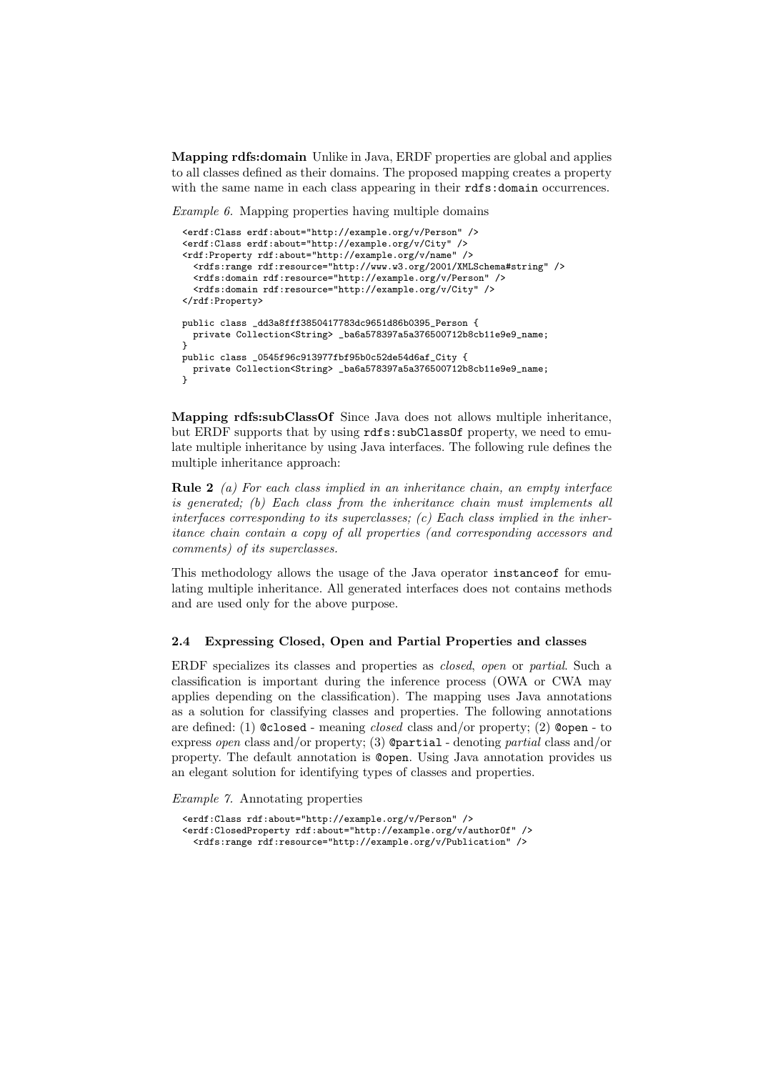**Mapping rdfs:domain** Unlike in Java, ERDF properties are global and applies to all classes defined as their domains. The proposed mapping creates a property with the same name in each class appearing in their `rdfs:domain` occurrences.

*Example 6.* Mapping properties having multiple domains

```
<erdf:Class erdf:about="http://example.org/v/Person" />
<erdf:Class erdf:about="http://example.org/v/City" />
<rdf:Property rdf:about="http://example.org/v/name" />
  <rdfs:range rdf:resource="http://www.w3.org/2001/XMLSchema#string" />
  <rdfs:domain rdf:resource="http://example.org/v/Person" />
  <rdfs:domain rdf:resource="http://example.org/v/City" />
</rdf:Property>

public class _dd3a8fff3850417783dc9651d86b0395_Person {
  private Collection<String> _ba6a578397a5a376500712b8cb11e9e9_name;
}
public class _0545f96c913977fbf95b0c52de54d6af_City {
  private Collection<String> _ba6a578397a5a376500712b8cb11e9e9_name;
}
```

**Mapping rdfs:subClassOf** Since Java does not allows multiple inheritance, but ERDF supports that by using `rdfs:subClassOf` property, we need to emulate multiple inheritance by using Java interfaces. The following rule defines the multiple inheritance approach:

**Rule 2** *(a) For each class implied in an inheritance chain, an empty interface is generated; (b) Each class from the inheritance chain must implements all interfaces corresponding to its superclasses; (c) Each class implied in the inheritance chain contain a copy of all properties (and corresponding accessors and comments) of its superclasses.*

This methodology allows the usage of the Java operator `instanceof` for emulating multiple inheritance. All generated interfaces does not contains methods and are used only for the above purpose.

### 2.4 Expressing Closed, Open and Partial Properties and classes

ERDF specializes its classes and properties as *closed*, *open* or *partial*. Such a classification is important during the inference process (OWA or CWA may applies depending on the classification). The mapping uses Java annotations as a solution for classifying classes and properties. The following annotations are defined: (1) `@closed` - meaning *closed* class and/or property; (2) `@open` - to express *open* class and/or property; (3) `@partial` - denoting *partial* class and/or property. The default annotation is `@open`. Using Java annotation provides us an elegant solution for identifying types of classes and properties.

*Example 7.* Annotating properties

```
<erdf:Class rdf:about="http://example.org/v/Person" />
<erdf:ClosedProperty rdf:about="http://example.org/v/authorOf" />
  <rdfs:range rdf:resource="http://example.org/v/Publication" />
```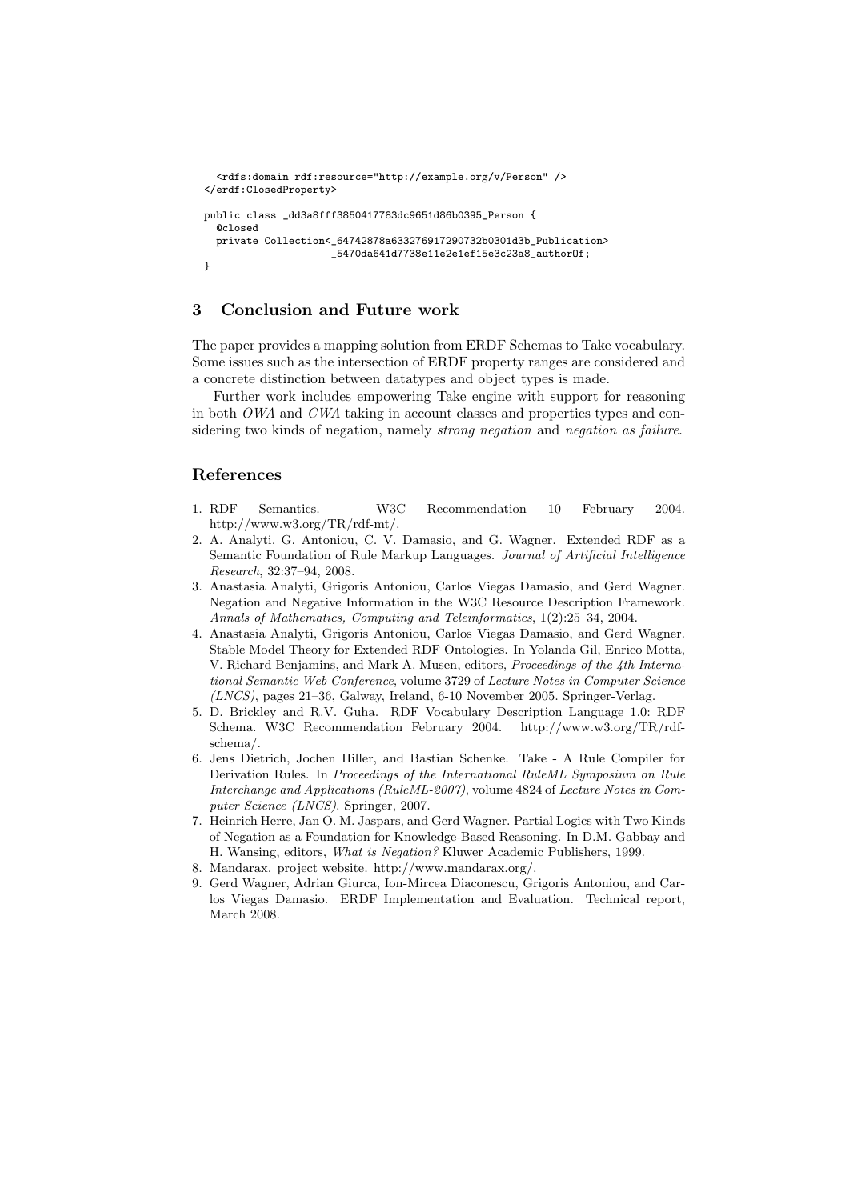```
  <rdfs:domain rdf:resource="http://example.org/v/Person" />
</erdf:ClosedProperty>

public class _dd3a8fff3850417783dc9651d86b0395_Person {
  @closed
  private Collection<_64742878a633276917290732b0301d3b_Publication>
                    _5470da641d7738e11e2e1ef15e3c23a8_authorOf;
}
```

## 3 Conclusion and Future work

The paper provides a mapping solution from ERDF Schemas to Take vocabulary. Some issues such as the intersection of ERDF property ranges are considered and a concrete distinction between datatypes and object types is made.

Further work includes empowering Take engine with support for reasoning in both *OWA* and *CWA* taking in account classes and properties types and considering two kinds of negation, namely *strong negation* and *negation as failure*.

## References

1. RDF Semantics. W3C Recommendation 10 February 2004. http://www.w3.org/TR/rdf-mt/.
2. A. Analyti, G. Antoniou, C. V. Damasio, and G. Wagner. Extended RDF as a Semantic Foundation of Rule Markup Languages. *Journal of Artificial Intelligence Research*, 32:37–94, 2008.
3. Anastasia Analyti, Grigoris Antoniou, Carlos Viegas Damasio, and Gerd Wagner. Negation and Negative Information in the W3C Resource Description Framework. *Annals of Mathematics, Computing and Teleinformatics*, 1(2):25–34, 2004.
4. Anastasia Analyti, Grigoris Antoniou, Carlos Viegas Damasio, and Gerd Wagner. Stable Model Theory for Extended RDF Ontologies. In Yolanda Gil, Enrico Motta, V. Richard Benjamins, and Mark A. Musen, editors, *Proceedings of the 4th International Semantic Web Conference*, volume 3729 of *Lecture Notes in Computer Science (LNCS)*, pages 21–36, Galway, Ireland, 6-10 November 2005. Springer-Verlag.
5. D. Brickley and R.V. Guha. RDF Vocabulary Description Language 1.0: RDF Schema. W3C Recommendation February 2004. http://www.w3.org/TR/rdf-schema/.
6. Jens Dietrich, Jochen Hiller, and Bastian Schenke. Take - A Rule Compiler for Derivation Rules. In *Proceedings of the International RuleML Symposium on Rule Interchange and Applications (RuleML-2007)*, volume 4824 of *Lecture Notes in Computer Science (LNCS)*. Springer, 2007.
7. Heinrich Herre, Jan O. M. Jaspars, and Gerd Wagner. Partial Logics with Two Kinds of Negation as a Foundation for Knowledge-Based Reasoning. In D.M. Gabbay and H. Wansing, editors, *What is Negation?* Kluwer Academic Publishers, 1999.
8. Mandarax. project website. http://www.mandarax.org/.
9. Gerd Wagner, Adrian Giurca, Ion-Mircea Diaconescu, Grigoris Antoniou, and Carlos Viegas Damasio. ERDF Implementation and Evaluation. Technical report, March 2008.